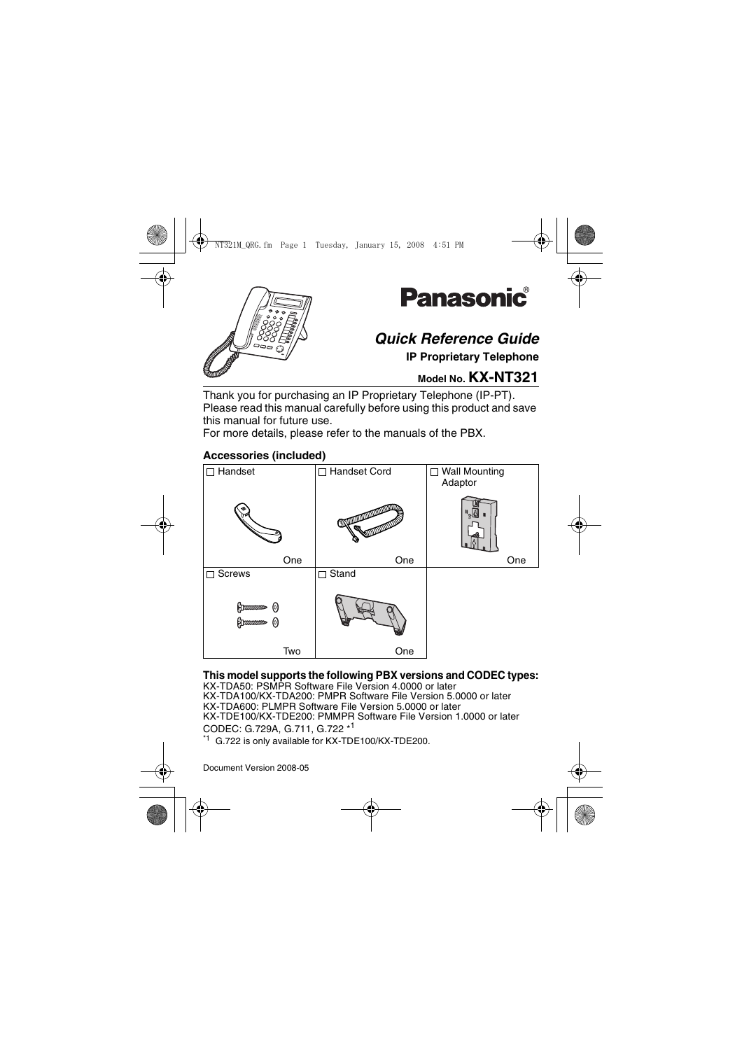**Panasonic**®

# *Quick Reference Guide*

**IP Proprietary Telephone**

**Model No. KX-NT321**

Thank you for purchasing an IP Proprietary Telephone (IP-PT).
Please read this manual carefully before using this product and save this manual for future use.
For more details, please refer to the manuals of the PBX.

**Accessories (included)**

| ☐ Handset | ☐ Handset Cord | ☐ Wall Mounting Adaptor |
|---|---|---|
| One | One | One |
| ☐ Screws | ☐ Stand | |
| Two | One | |

**This model supports the following PBX versions and CODEC types:**

KX-TDA50: PSMPR Software File Version 4.0000 or later
KX-TDA100/KX-TDA200: PMPR Software File Version 5.0000 or later
KX-TDA600: PLMPR Software File Version 5.0000 or later
KX-TDE100/KX-TDE200: PMMPR Software File Version 1.0000 or later
CODEC: G.729A, G.711, G.722 *1

*1 G.722 is only available for KX-TDE100/KX-TDE200.

Document Version 2008-05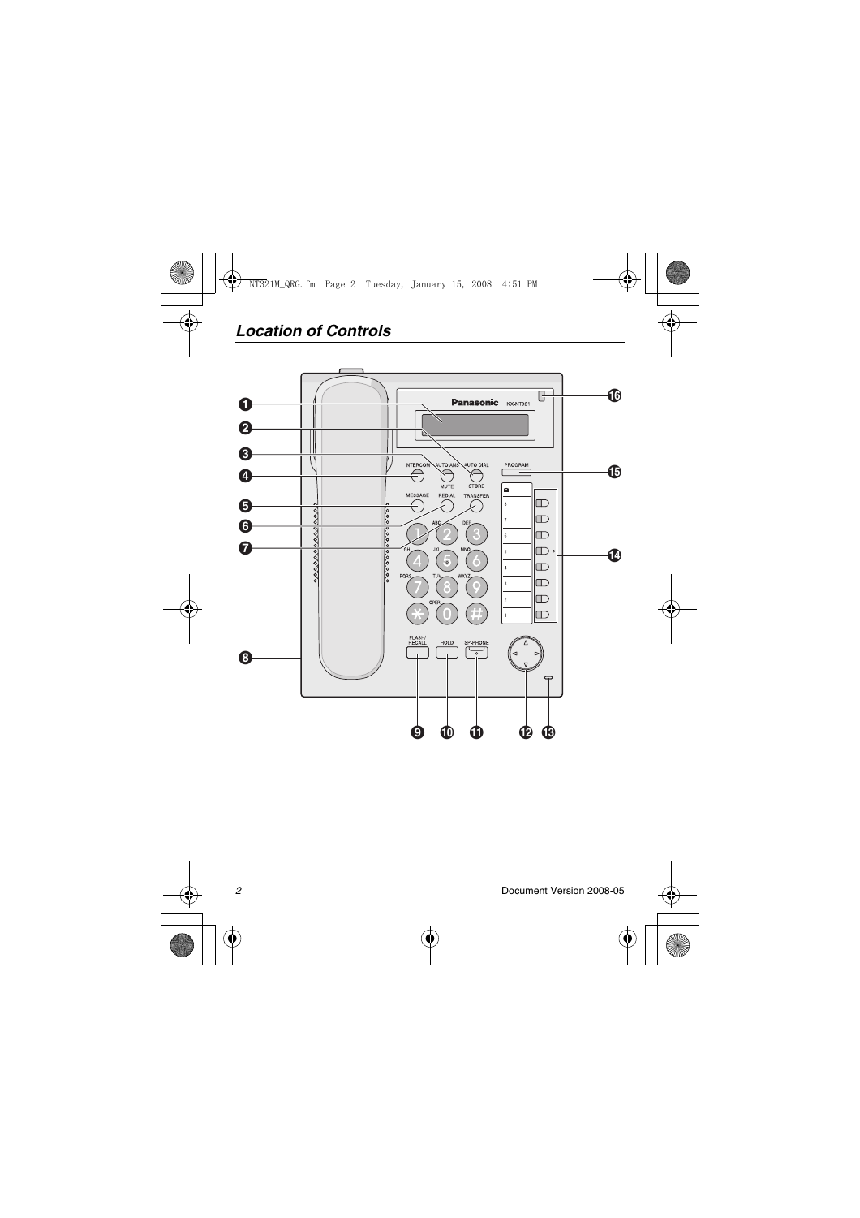# Location of Controls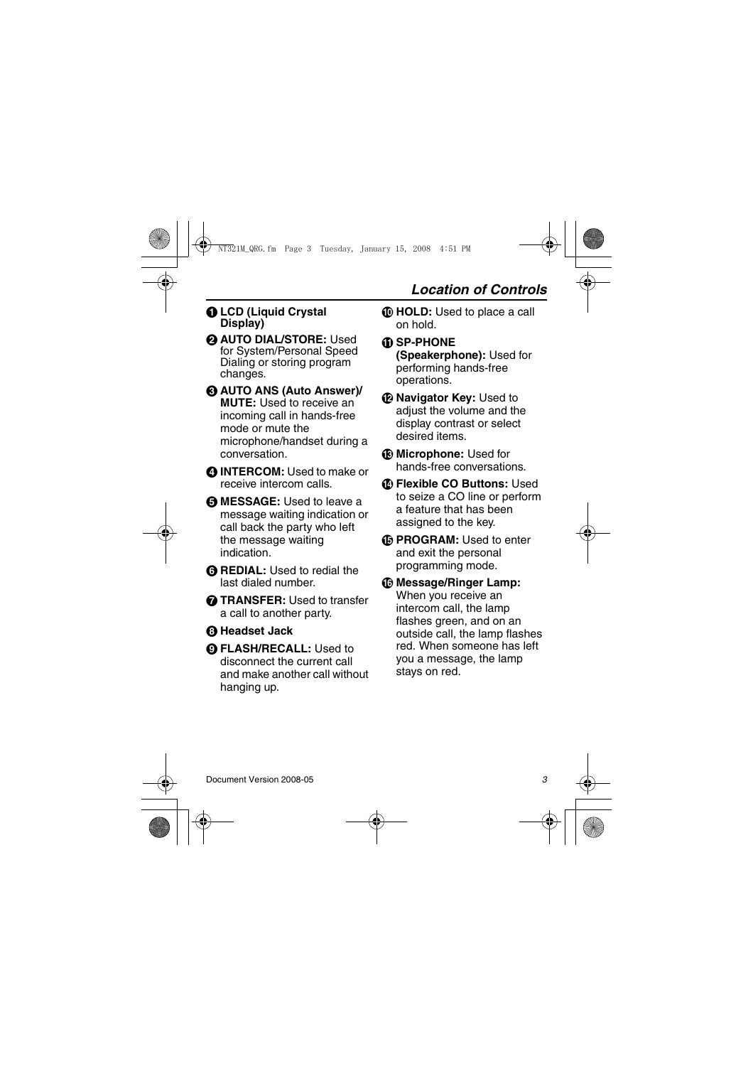## Location of Controls

1. **LCD (Liquid Crystal Display)**
2. **AUTO DIAL/STORE:** Used for System/Personal Speed Dialing or storing program changes.
3. **AUTO ANS (Auto Answer)/ MUTE:** Used to receive an incoming call in hands-free mode or mute the microphone/handset during a conversation.
4. **INTERCOM:** Used to make or receive intercom calls.
5. **MESSAGE:** Used to leave a message waiting indication or call back the party who left the message waiting indication.
6. **REDIAL:** Used to redial the last dialed number.
7. **TRANSFER:** Used to transfer a call to another party.
8. **Headset Jack**
9. **FLASH/RECALL:** Used to disconnect the current call and make another call without hanging up.
10. **HOLD:** Used to place a call on hold.
11. **SP-PHONE (Speakerphone):** Used for performing hands-free operations.
12. **Navigator Key:** Used to adjust the volume and the display contrast or select desired items.
13. **Microphone:** Used for hands-free conversations.
14. **Flexible CO Buttons:** Used to seize a CO line or perform a feature that has been assigned to the key.
15. **PROGRAM:** Used to enter and exit the personal programming mode.
16. **Message/Ringer Lamp:** When you receive an intercom call, the lamp flashes green, and on an outside call, the lamp flashes red. When someone has left you a message, the lamp stays on red.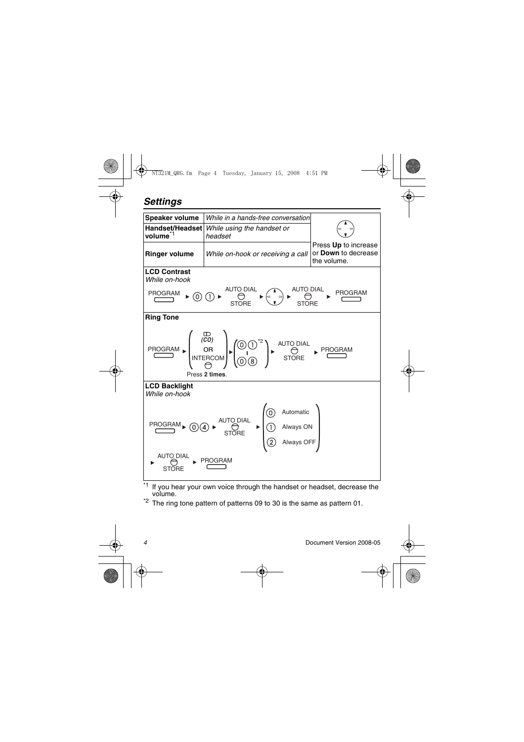## Settings

| **Speaker volume** | *While in a hands-free conversation* | Press **Up** to increase or **Down** to decrease the volume. |
|---|---|---|
| **Handset/Headset volume**[*1] | *While using the handset or headset* | |
| **Ringer volume** | *While on-hook or receiving a call* | |

**LCD Contrast**
*While on-hook*

PROGRAM ▸ 0 1 ▸ AUTO DIAL/STORE ▸ (Up/Down) ▸ AUTO DIAL/STORE ▸ PROGRAM

**Ring Tone**

PROGRAM ▸ ( (CO) OR INTERCOM — Press **2 times**. ) ▸ ( 0 1[*2] | 0 8 ) ▸ AUTO DIAL/STORE ▸ PROGRAM

**LCD Backlight**
*While on-hook*

PROGRAM ▸ 0 4 ▸ AUTO DIAL/STORE ▸ ( 0 Automatic / 1 Always ON / 2 Always OFF )

▸ AUTO DIAL/STORE ▸ PROGRAM

[*1] If you hear your own voice through the handset or headset, decrease the volume.

[*2] The ring tone pattern of patterns 09 to 30 is the same as pattern 01.

Document Version 2008-05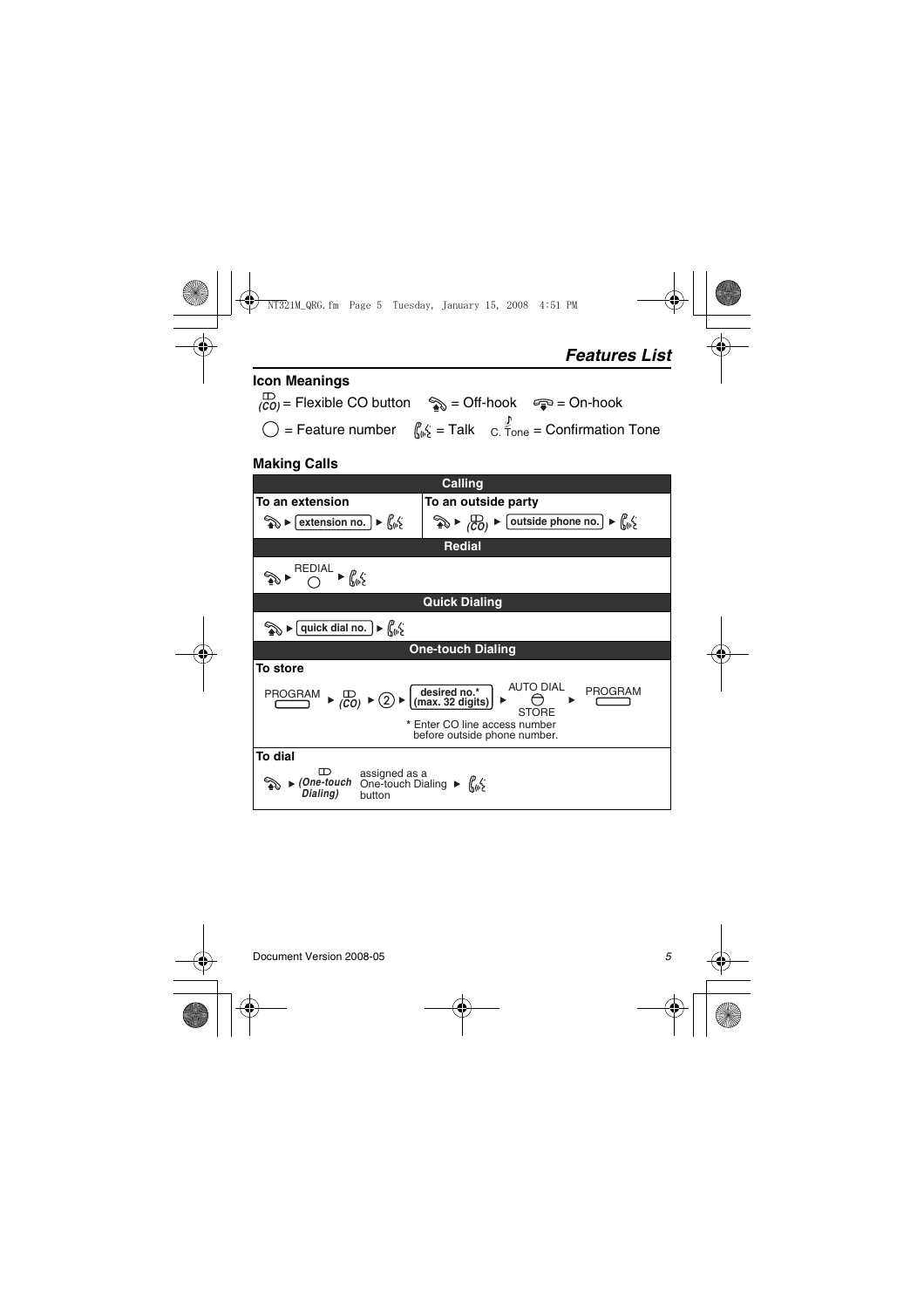# Features List

## Icon Meanings

(CO) = Flexible CO button   = Off-hook   = On-hook

◯ = Feature number   = Talk   C. Tone = Confirmation Tone

## Making Calls

| Calling | |
|---|---|
| **To an extension** | **To an outside party** |
| Off-hook ▶ [extension no.] ▶ Talk | Off-hook ▶ (CO) ▶ [outside phone no.] ▶ Talk |

| Redial |
|---|
| Off-hook ▶ REDIAL ◯ ▶ Talk |

| Quick Dialing |
|---|
| Off-hook ▶ [quick dial no.] ▶ Talk |

| One-touch Dialing |
|---|
| **To store** |
| PROGRAM ▶ (CO) ▶ ② ▶ [desired no.* (max. 32 digits)] ▶ AUTO DIAL / STORE ▶ PROGRAM<br>* Enter CO line access number before outside phone number. |
| **To dial** |
| Off-hook ▶ *(One-touch Dialing)* assigned as a One-touch Dialing button ▶ Talk |

Document Version 2008-05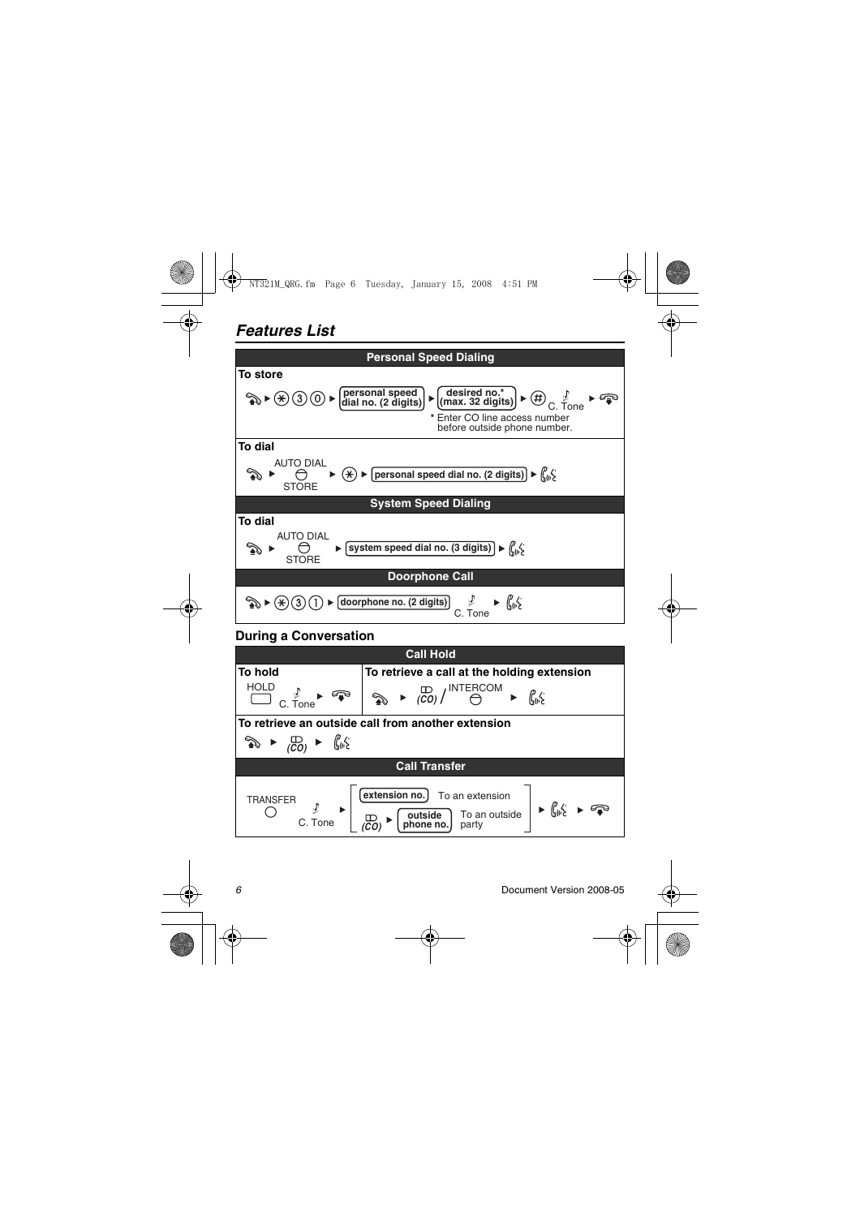## Features List

### Personal Speed Dialing

**To store**

Off-hook ► (*) (3) (0) ► [personal speed dial no. (2 digits)] ► [desired no.* (max. 32 digits)] ► (#) C. Tone ► On-hook

\* Enter CO line access number before outside phone number.

**To dial**

Off-hook ► AUTO DIAL / STORE ► (*) ► [personal speed dial no. (2 digits)] ► Talk

### System Speed Dialing

**To dial**

Off-hook ► AUTO DIAL / STORE ► [system speed dial no. (3 digits)] ► Talk

### Doorphone Call

Off-hook ► (*) (3) (1) ► [doorphone no. (2 digits)] C. Tone ► Talk

## During a Conversation

### Call Hold

| To hold | To retrieve a call at the holding extension |
|---|---|
| HOLD C. Tone ► On-hook | Off-hook ► (CO) / INTERCOM ► Talk |

**To retrieve an outside call from another extension**

Off-hook ► (CO) ► Talk

### Call Transfer

TRANSFER C. Tone ► [extension no.] To an extension / (CO) ► [outside phone no.] To an outside party ► Talk ► On-hook

Document Version 2008-05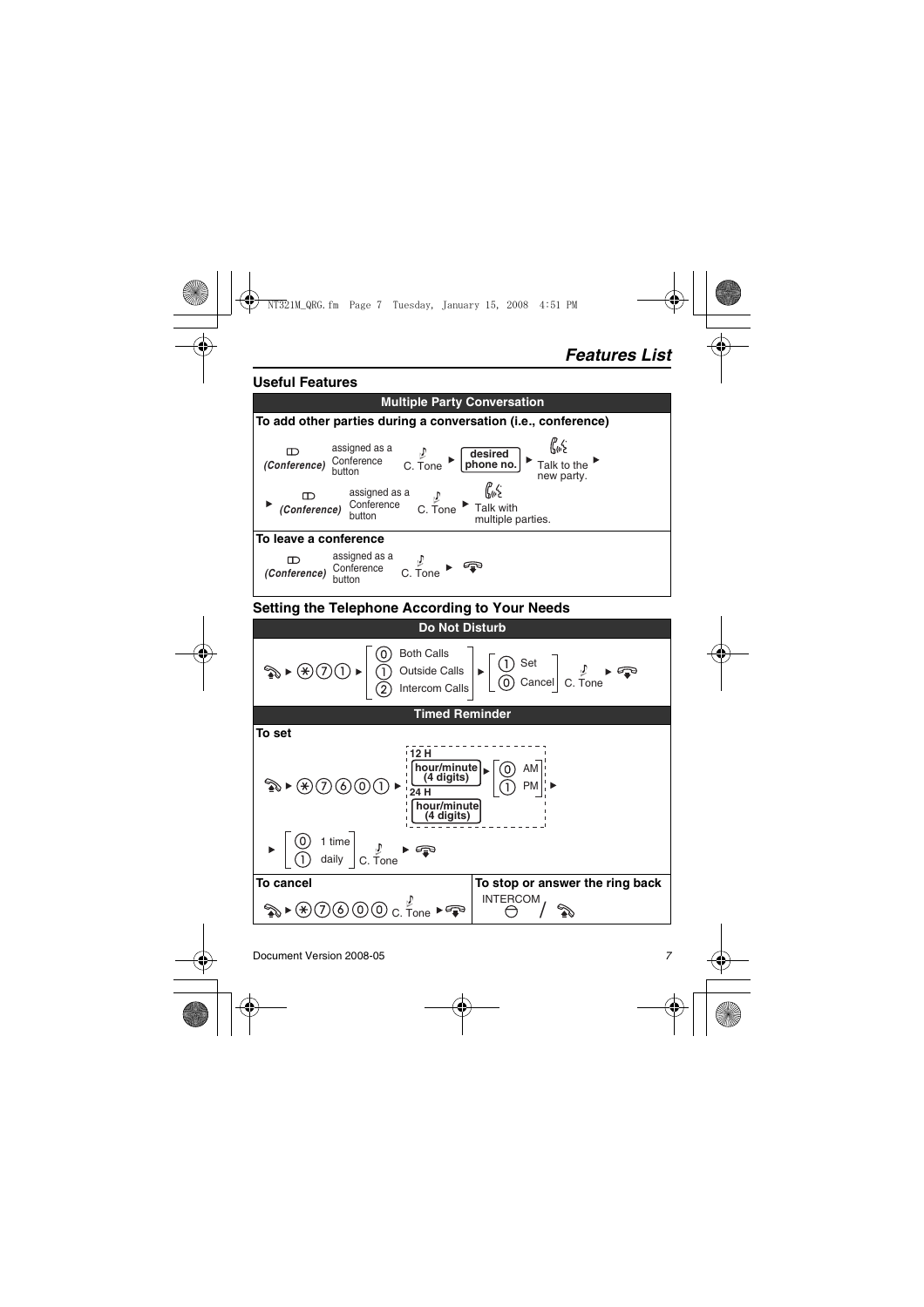## Features List

### Useful Features

**Multiple Party Conversation**

**To add other parties during a conversation (i.e., conference)**

(Conference) assigned as a Conference button ► C. Tone ► desired phone no. ► Talk to the new party. ► (Conference) assigned as a Conference button ► C. Tone ► Talk with multiple parties.

**To leave a conference**

(Conference) assigned as a Conference button ► C. Tone ► hang up

### Setting the Telephone According to Your Needs

**Do Not Disturb**

Off-hook ► * 7 1 ► [0 Both Calls / 1 Outside Calls / 2 Intercom Calls] ► [1 Set / 0 Cancel] C. Tone ► hang up

**Timed Reminder**

**To set**

Off-hook ► * 7 6 0 1 ► [12 H: hour/minute (4 digits) ► [0 AM / 1 PM] / 24 H: hour/minute (4 digits)] ► [0 1 time / 1 daily] C. Tone ► hang up

| To cancel | To stop or answer the ring back |
| --- | --- |
| Off-hook ► * 7 6 0 0 C. Tone ► hang up | INTERCOM / Off-hook |

Document Version 2008-05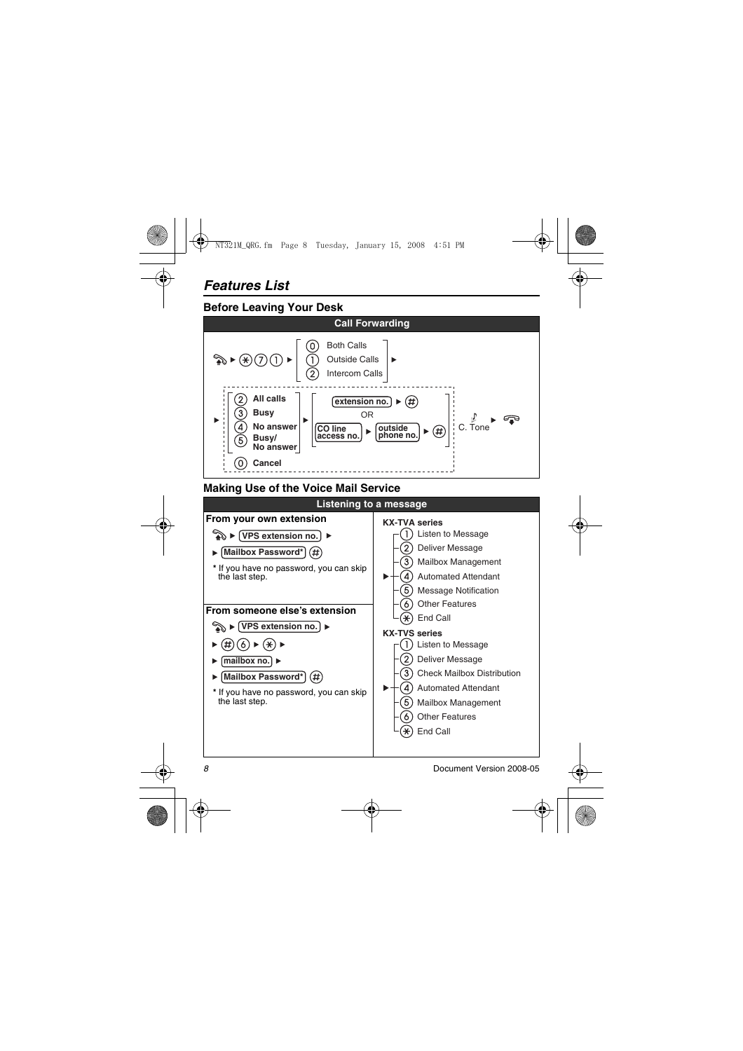# Features List

## Before Leaving Your Desk

### Call Forwarding

Off-hook ▶ (*) (7) (1) ▶

- (0) Both Calls
- (1) Outside Calls
- (2) Intercom Calls

▶

- (2) **All calls**
- (3) **Busy**
- (4) **No answer**
- (5) **Busy/ No answer**

▶ [extension no.] ▶ (#)

OR

[CO line access no.] ▶ [outside phone no.] ▶ (#)

C. Tone ▶ On-hook

- (0) **Cancel**

## Making Use of the Voice Mail Service

### Listening to a message

**From your own extension**

Off-hook ▶ [VPS extension no.] ▶

▶ [Mailbox Password*] (#)

**\*** If you have no password, you can skip the last step.

**From someone else's extension**

Off-hook ▶ [VPS extension no.] ▶

▶ (#) (6) ▶ (*) ▶

▶ [mailbox no.] ▶

▶ [Mailbox Password*] (#)

**\*** If you have no password, you can skip the last step.

**KX-TVA series**

▶
- (1) Listen to Message
- (2) Deliver Message
- (3) Mailbox Management
- (4) Automated Attendant
- (5) Message Notification
- (6) Other Features
- (*) End Call

**KX-TVS series**

▶
- (1) Listen to Message
- (2) Deliver Message
- (3) Check Mailbox Distribution
- (4) Automated Attendant
- (5) Mailbox Management
- (6) Other Features
- (*) End Call

Document Version 2008-05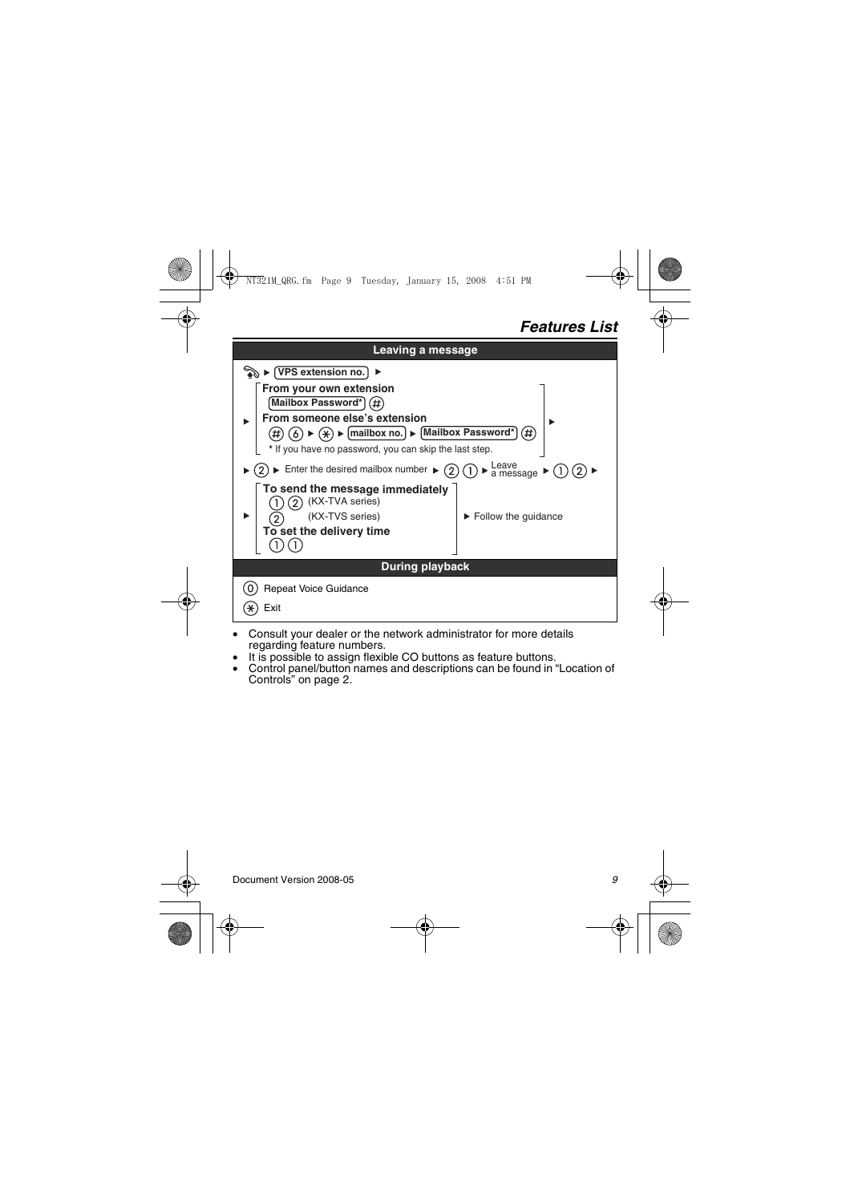## Features List

### Leading a message

| Leaving a message | |
|---|---|
| [Off-hook] ► [VPS extension no.] ► | |
| ► **From your own extension** [Mailbox Password*] (#) **From someone else's extension** (#) (6) ► (*) ► [mailbox no.] ► [Mailbox Password*] (#) * If you have no password, you can skip the last step. ► | |
| ► (2) ► Enter the desired mailbox number ► (2) (1) ► Leave a message ► (1) (2) ► | |
| ► **To send the message immediately** (1) (2) (KX-TVA series) (2) (KX-TVS series) **To set the delivery time** (1) (1) | ► Follow the guidance |

| During playback | |
|---|---|
| (0) | Repeat Voice Guidance |
| (*) | Exit |

- Consult your dealer or the network administrator for more details regarding feature numbers.
- It is possible to assign flexible CO buttons as feature buttons.
- Control panel/button names and descriptions can be found in "Location of Controls" on page 2.

Document Version 2008-05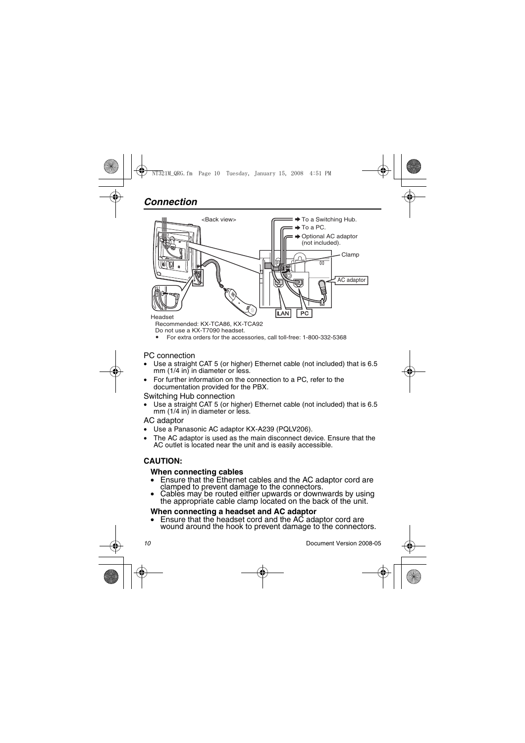## Connection

<Back view>

→ To a Switching Hub.

→ To a PC.

→ Optional AC adaptor (not included).

Clamp

AC adaptor

LAN PC

Headset

Recommended: KX-TCA86, KX-TCA92

Do not use a KX-T7090 headset.

- For extra orders for the accessories, call toll-free: 1-800-332-5368

PC connection

- Use a straight CAT 5 (or higher) Ethernet cable (not included) that is 6.5 mm (1/4 in) in diameter or less.
- For further information on the connection to a PC, refer to the documentation provided for the PBX.

Switching Hub connection

- Use a straight CAT 5 (or higher) Ethernet cable (not included) that is 6.5 mm (1/4 in) in diameter or less.

AC adaptor

- Use a Panasonic AC adaptor KX-A239 (PQLV206).
- The AC adaptor is used as the main disconnect device. Ensure that the AC outlet is located near the unit and is easily accessible.

### CAUTION:

**When connecting cables**

- Ensure that the Ethernet cables and the AC adaptor cord are clamped to prevent damage to the connectors.
- Cables may be routed either upwards or downwards by using the appropriate cable clamp located on the back of the unit.

**When connecting a headset and AC adaptor**

- Ensure that the headset cord and the AC adaptor cord are wound around the hook to prevent damage to the connectors.

Document Version 2008-05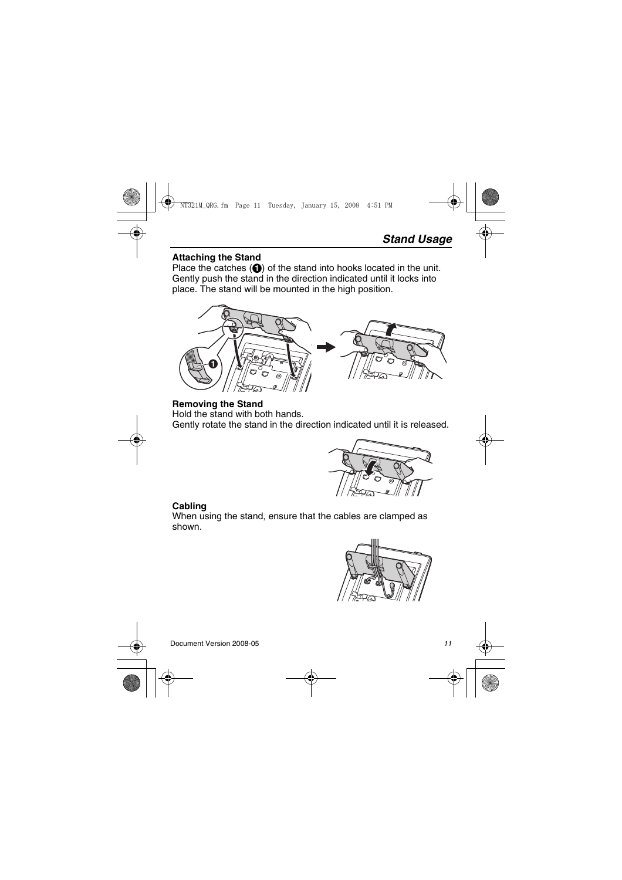## Stand Usage

**Attaching the Stand**

Place the catches (❶) of the stand into hooks located in the unit. Gently push the stand in the direction indicated until it locks into place. The stand will be mounted in the high position.

**Removing the Stand**

Hold the stand with both hands.
Gently rotate the stand in the direction indicated until it is released.

**Cabling**

When using the stand, ensure that the cables are clamped as shown.

Document Version 2008-05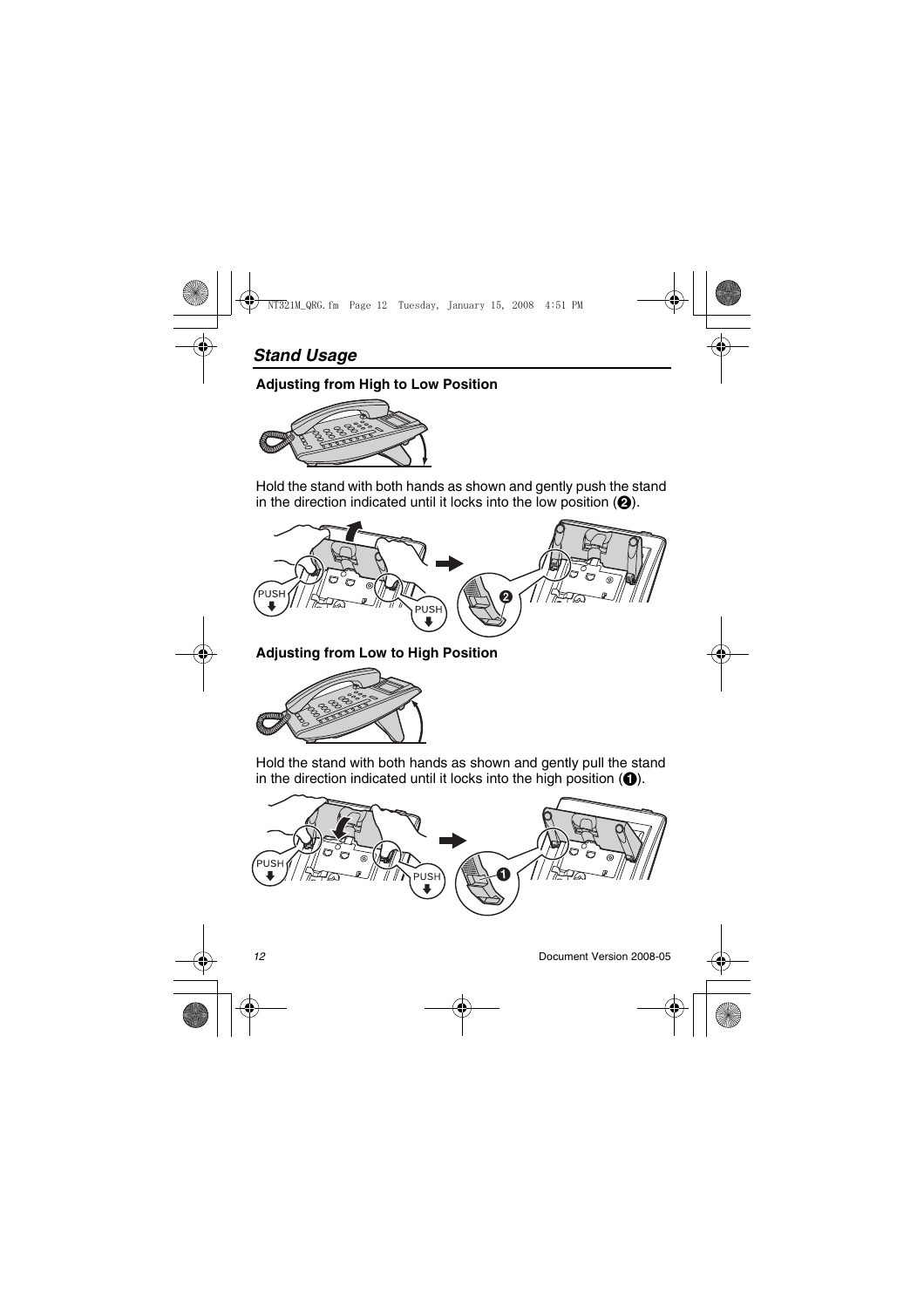## *Stand Usage*

### Adjusting from High to Low Position

Hold the stand with both hands as shown and gently push the stand in the direction indicated until it locks into the low position (❷).

### Adjusting from Low to High Position

Hold the stand with both hands as shown and gently pull the stand in the direction indicated until it locks into the high position (❶).

Document Version 2008-05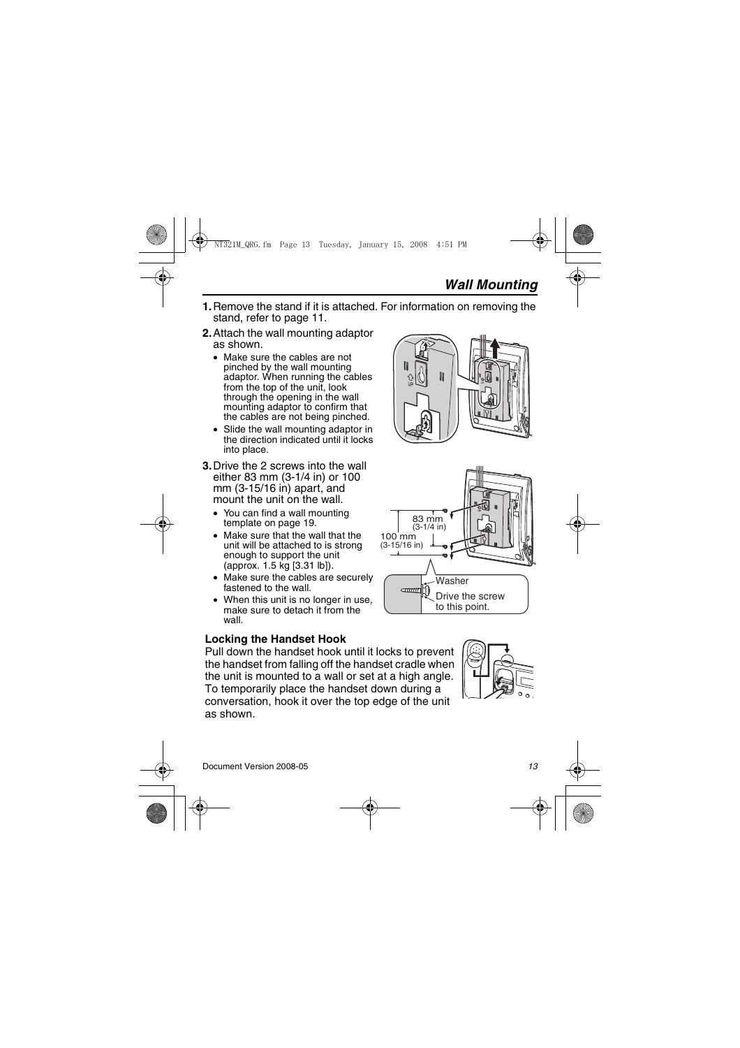## *Wall Mounting*

1. Remove the stand if it is attached. For information on removing the stand, refer to page 11.
2. Attach the wall mounting adaptor as shown.
   - Make sure the cables are not pinched by the wall mounting adaptor. When running the cables from the top of the unit, look through the opening in the wall mounting adaptor to confirm that the cables are not being pinched.
   - Slide the wall mounting adaptor in the direction indicated until it locks into place.
3. Drive the 2 screws into the wall either 83 mm (3-1/4 in) or 100 mm (3-15/16 in) apart, and mount the unit on the wall.
   - You can find a wall mounting template on page 19.
   - Make sure that the wall that the unit will be attached to is strong enough to support the unit (approx. 1.5 kg [3.31 lb]).
   - Make sure the cables are securely fastened to the wall.
   - When this unit is no longer in use, make sure to detach it from the wall.

83 mm (3-1/4 in)
100 mm (3-15/16 in)
Washer
Drive the screw to this point.

**Locking the Handset Hook**

Pull down the handset hook until it locks to prevent the handset from falling off the handset cradle when the unit is mounted to a wall or set at a high angle. To temporarily place the handset down during a conversation, hook it over the top edge of the unit as shown.

Document Version 2008-05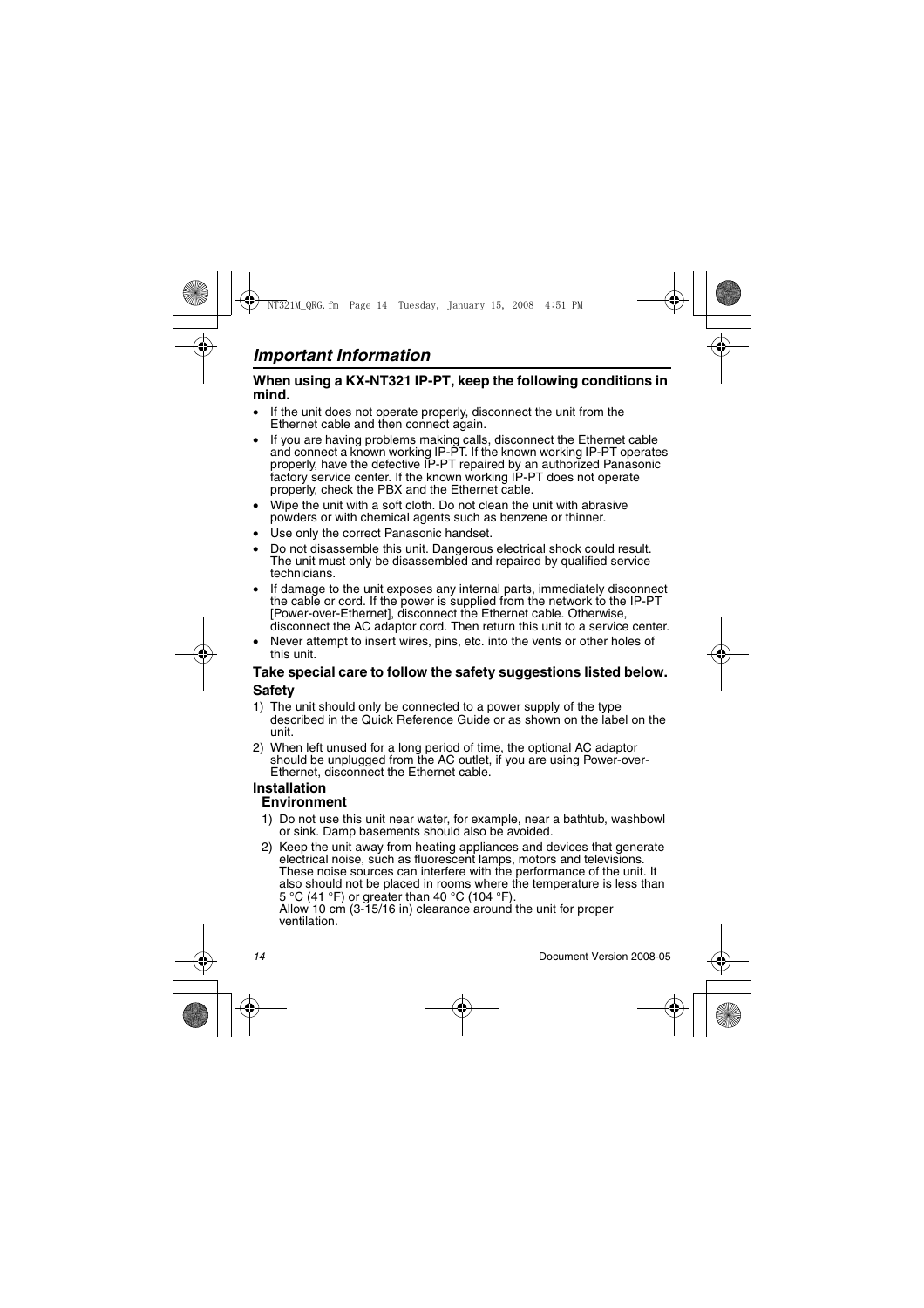## *Important Information*

**When using a KX-NT321 IP-PT, keep the following conditions in mind.**

- If the unit does not operate properly, disconnect the unit from the Ethernet cable and then connect again.
- If you are having problems making calls, disconnect the Ethernet cable and connect a known working IP-PT. If the known working IP-PT operates properly, have the defective IP-PT repaired by an authorized Panasonic factory service center. If the known working IP-PT does not operate properly, check the PBX and the Ethernet cable.
- Wipe the unit with a soft cloth. Do not clean the unit with abrasive powders or with chemical agents such as benzene or thinner.
- Use only the correct Panasonic handset.
- Do not disassemble this unit. Dangerous electrical shock could result. The unit must only be disassembled and repaired by qualified service technicians.
- If damage to the unit exposes any internal parts, immediately disconnect the cable or cord. If the power is supplied from the network to the IP-PT [Power-over-Ethernet], disconnect the Ethernet cable. Otherwise, disconnect the AC adaptor cord. Then return this unit to a service center.
- Never attempt to insert wires, pins, etc. into the vents or other holes of this unit.

**Take special care to follow the safety suggestions listed below.**

**Safety**

1) The unit should only be connected to a power supply of the type described in the Quick Reference Guide or as shown on the label on the unit.
2) When left unused for a long period of time, the optional AC adaptor should be unplugged from the AC outlet, if you are using Power-over-Ethernet, disconnect the Ethernet cable.

**Installation**

**Environment**

1) Do not use this unit near water, for example, near a bathtub, washbowl or sink. Damp basements should also be avoided.
2) Keep the unit away from heating appliances and devices that generate electrical noise, such as fluorescent lamps, motors and televisions. These noise sources can interfere with the performance of the unit. It also should not be placed in rooms where the temperature is less than 5 °C (41 °F) or greater than 40 °C (104 °F).
   Allow 10 cm (3-15/16 in) clearance around the unit for proper ventilation.

Document Version 2008-05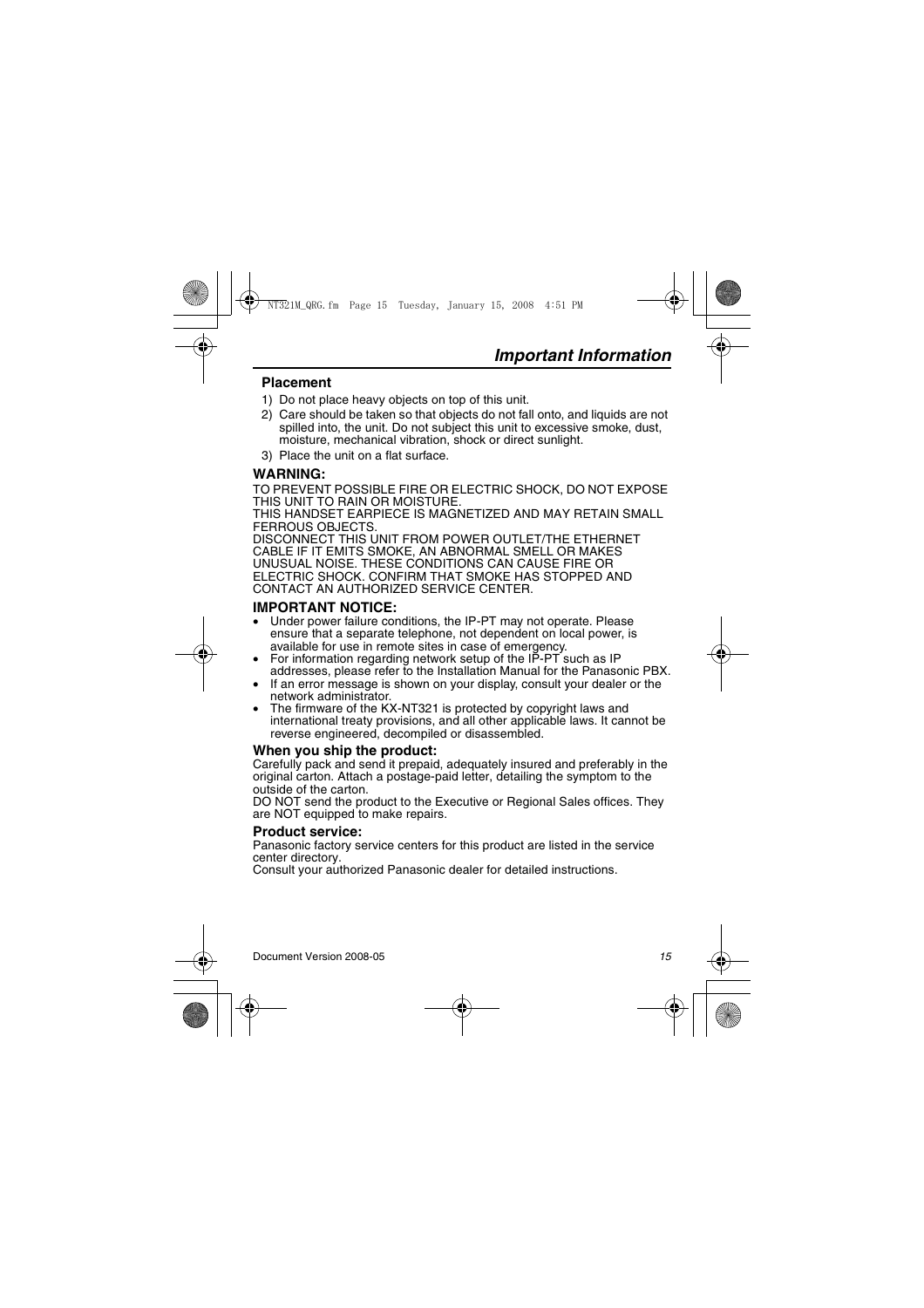## Important Information

### Placement

1) Do not place heavy objects on top of this unit.
2) Care should be taken so that objects do not fall onto, and liquids are not spilled into, the unit. Do not subject this unit to excessive smoke, dust, moisture, mechanical vibration, shock or direct sunlight.
3) Place the unit on a flat surface.

### WARNING:

TO PREVENT POSSIBLE FIRE OR ELECTRIC SHOCK, DO NOT EXPOSE THIS UNIT TO RAIN OR MOISTURE.
THIS HANDSET EARPIECE IS MAGNETIZED AND MAY RETAIN SMALL FERROUS OBJECTS.
DISCONNECT THIS UNIT FROM POWER OUTLET/THE ETHERNET CABLE IF IT EMITS SMOKE, AN ABNORMAL SMELL OR MAKES UNUSUAL NOISE. THESE CONDITIONS CAN CAUSE FIRE OR ELECTRIC SHOCK. CONFIRM THAT SMOKE HAS STOPPED AND CONTACT AN AUTHORIZED SERVICE CENTER.

### IMPORTANT NOTICE:

- Under power failure conditions, the IP-PT may not operate. Please ensure that a separate telephone, not dependent on local power, is available for use in remote sites in case of emergency.
- For information regarding network setup of the IP-PT such as IP addresses, please refer to the Installation Manual for the Panasonic PBX.
- If an error message is shown on your display, consult your dealer or the network administrator.
- The firmware of the KX-NT321 is protected by copyright laws and international treaty provisions, and all other applicable laws. It cannot be reverse engineered, decompiled or disassembled.

### When you ship the product:

Carefully pack and send it prepaid, adequately insured and preferably in the original carton. Attach a postage-paid letter, detailing the symptom to the outside of the carton.
DO NOT send the product to the Executive or Regional Sales offices. They are NOT equipped to make repairs.

### Product service:

Panasonic factory service centers for this product are listed in the service center directory.
Consult your authorized Panasonic dealer for detailed instructions.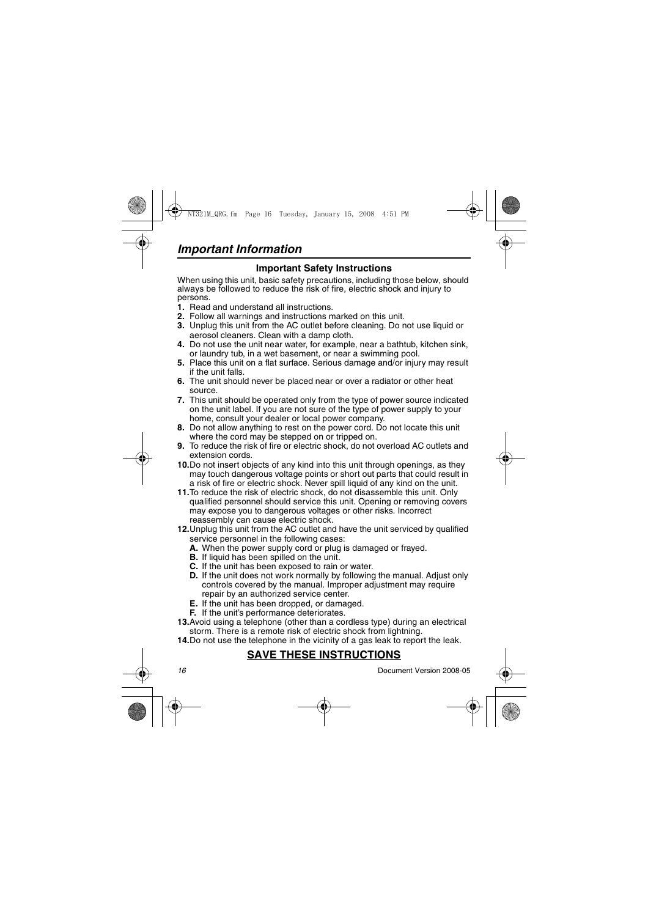## *Important Information*

### Important Safety Instructions

When using this unit, basic safety precautions, including those below, should always be followed to reduce the risk of fire, electric shock and injury to persons.

1. Read and understand all instructions.
2. Follow all warnings and instructions marked on this unit.
3. Unplug this unit from the AC outlet before cleaning. Do not use liquid or aerosol cleaners. Clean with a damp cloth.
4. Do not use the unit near water, for example, near a bathtub, kitchen sink, or laundry tub, in a wet basement, or near a swimming pool.
5. Place this unit on a flat surface. Serious damage and/or injury may result if the unit falls.
6. The unit should never be placed near or over a radiator or other heat source.
7. This unit should be operated only from the type of power source indicated on the unit label. If you are not sure of the type of power supply to your home, consult your dealer or local power company.
8. Do not allow anything to rest on the power cord. Do not locate this unit where the cord may be stepped on or tripped on.
9. To reduce the risk of fire or electric shock, do not overload AC outlets and extension cords.
10. Do not insert objects of any kind into this unit through openings, as they may touch dangerous voltage points or short out parts that could result in a risk of fire or electric shock. Never spill liquid of any kind on the unit.
11. To reduce the risk of electric shock, do not disassemble this unit. Only qualified personnel should service this unit. Opening or removing covers may expose you to dangerous voltages or other risks. Incorrect reassembly can cause electric shock.
12. Unplug this unit from the AC outlet and have the unit serviced by qualified service personnel in the following cases:
    - **A.** When the power supply cord or plug is damaged or frayed.
    - **B.** If liquid has been spilled on the unit.
    - **C.** If the unit has been exposed to rain or water.
    - **D.** If the unit does not work normally by following the manual. Adjust only controls covered by the manual. Improper adjustment may require repair by an authorized service center.
    - **E.** If the unit has been dropped, or damaged.
    - **F.** If the unit's performance deteriorates.
13. Avoid using a telephone (other than a cordless type) during an electrical storm. There is a remote risk of electric shock from lightning.
14. Do not use the telephone in the vicinity of a gas leak to report the leak.

**SAVE THESE INSTRUCTIONS**

Document Version 2008-05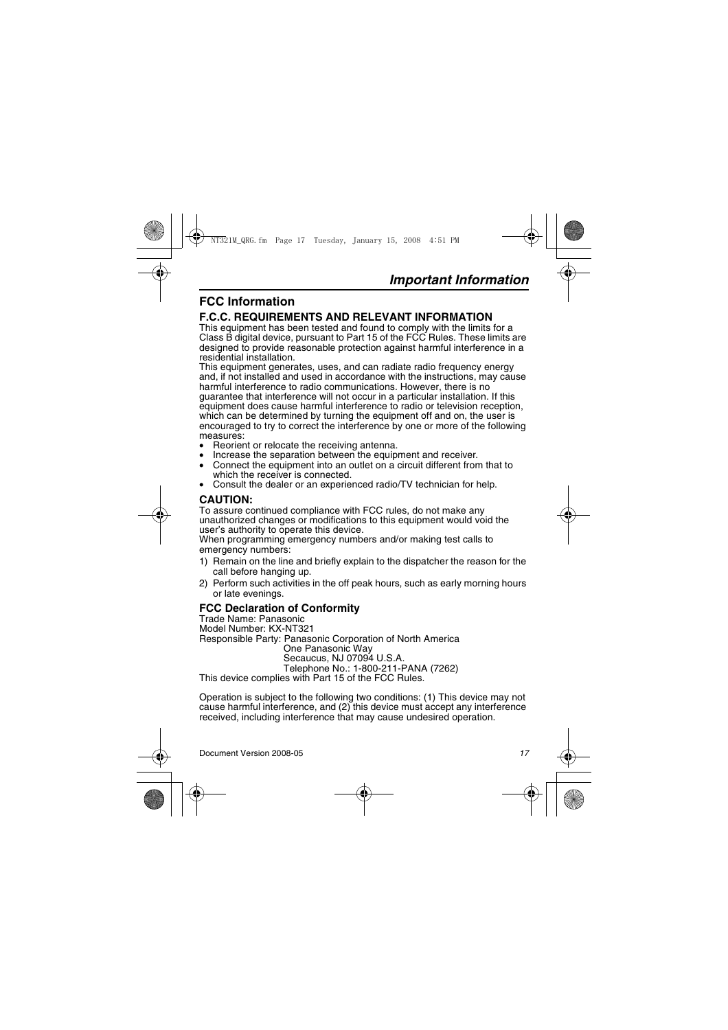## FCC Information

### F.C.C. REQUIREMENTS AND RELEVANT INFORMATION

This equipment has been tested and found to comply with the limits for a Class B digital device, pursuant to Part 15 of the FCC Rules. These limits are designed to provide reasonable protection against harmful interference in a residential installation.

This equipment generates, uses, and can radiate radio frequency energy and, if not installed and used in accordance with the instructions, may cause harmful interference to radio communications. However, there is no guarantee that interference will not occur in a particular installation. If this equipment does cause harmful interference to radio or television reception, which can be determined by turning the equipment off and on, the user is encouraged to try to correct the interference by one or more of the following measures:

- Reorient or relocate the receiving antenna.
- Increase the separation between the equipment and receiver.
- Connect the equipment into an outlet on a circuit different from that to which the receiver is connected.
- Consult the dealer or an experienced radio/TV technician for help.

### CAUTION:

To assure continued compliance with FCC rules, do not make any unauthorized changes or modifications to this equipment would void the user's authority to operate this device.

When programming emergency numbers and/or making test calls to emergency numbers:

1) Remain on the line and briefly explain to the dispatcher the reason for the call before hanging up.
2) Perform such activities in the off peak hours, such as early morning hours or late evenings.

### FCC Declaration of Conformity

Trade Name: Panasonic
Model Number: KX-NT321
Responsible Party: Panasonic Corporation of North America
One Panasonic Way
Secaucus, NJ 07094 U.S.A.
Telephone No.: 1-800-211-PANA (7262)
This device complies with Part 15 of the FCC Rules.

Operation is subject to the following two conditions: (1) This device may not cause harmful interference, and (2) this device must accept any interference received, including interference that may cause undesired operation.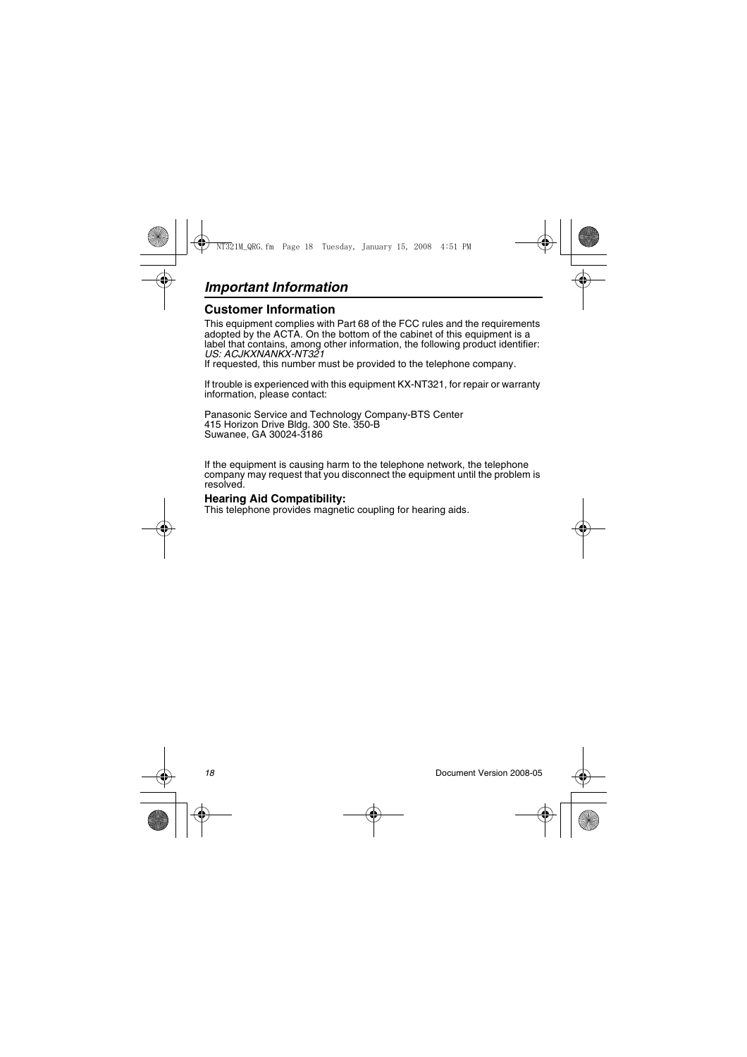## *Important Information*

### Customer Information

This equipment complies with Part 68 of the FCC rules and the requirements adopted by the ACTA. On the bottom of the cabinet of this equipment is a label that contains, among other information, the following product identifier:
*US: ACJKXNANKX-NT321*
If requested, this number must be provided to the telephone company.

If trouble is experienced with this equipment KX-NT321, for repair or warranty information, please contact:

Panasonic Service and Technology Company-BTS Center
415 Horizon Drive Bldg. 300 Ste. 350-B
Suwanee, GA 30024-3186

If the equipment is causing harm to the telephone network, the telephone company may request that you disconnect the equipment until the problem is resolved.

**Hearing Aid Compatibility:**
This telephone provides magnetic coupling for hearing aids.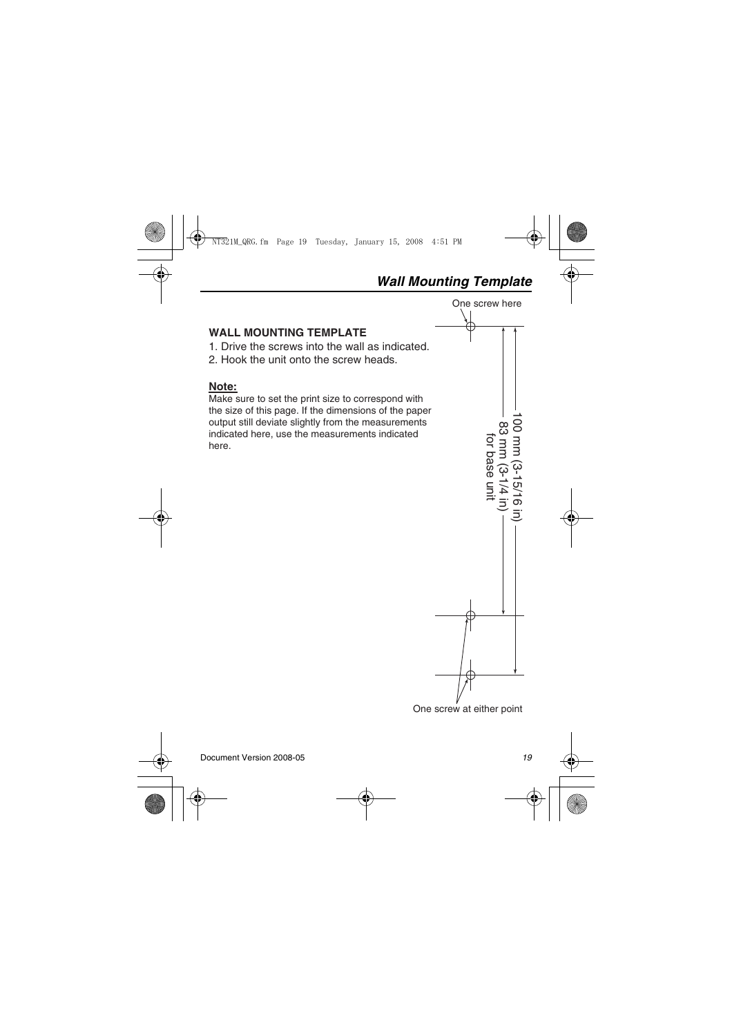## *Wall Mounting Template*

One screw here

**WALL MOUNTING TEMPLATE**

1. Drive the screws into the wall as indicated.
2. Hook the unit onto the screw heads.

**Note:**

Make sure to set the print size to correspond with the size of this page. If the dimensions of the paper output still deviate slightly from the measurements indicated here, use the measurements indicated here.

100 mm (3-15/16 in)

83 mm (3-1/4 in) for base unit

One screw at either point

Document Version 2008-05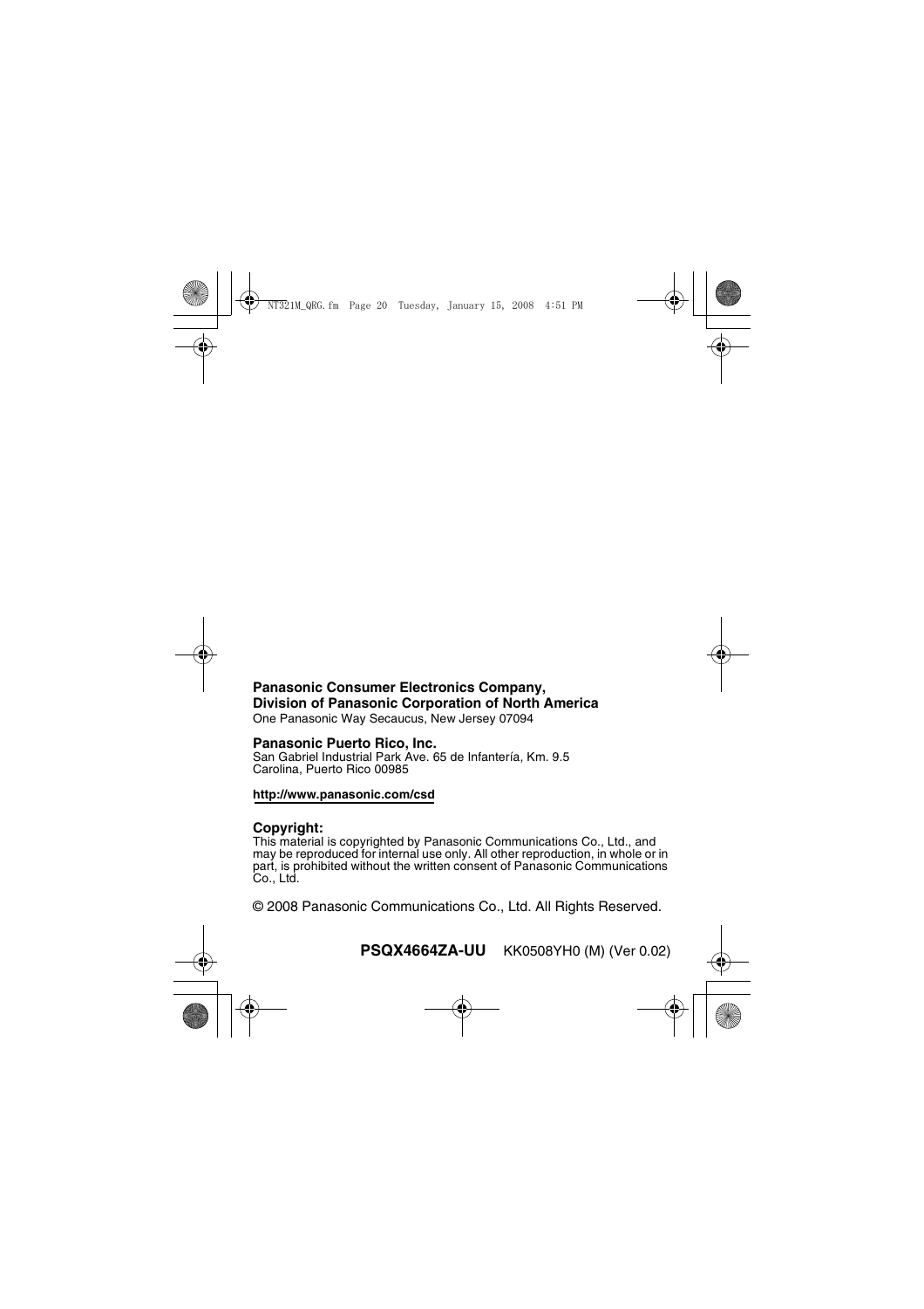**Panasonic Consumer Electronics Company,**
**Division of Panasonic Corporation of North America**
One Panasonic Way Secaucus, New Jersey 07094

**Panasonic Puerto Rico, Inc.**
San Gabriel Industrial Park Ave. 65 de Infantería, Km. 9.5
Carolina, Puerto Rico 00985

**http://www.panasonic.com/csd**

**Copyright:**
This material is copyrighted by Panasonic Communications Co., Ltd., and may be reproduced for internal use only. All other reproduction, in whole or in part, is prohibited without the written consent of Panasonic Communications Co., Ltd.

© 2008 Panasonic Communications Co., Ltd. All Rights Reserved.

**PSQX4664ZA-UU** KK0508YH0 (M) (Ver 0.02)